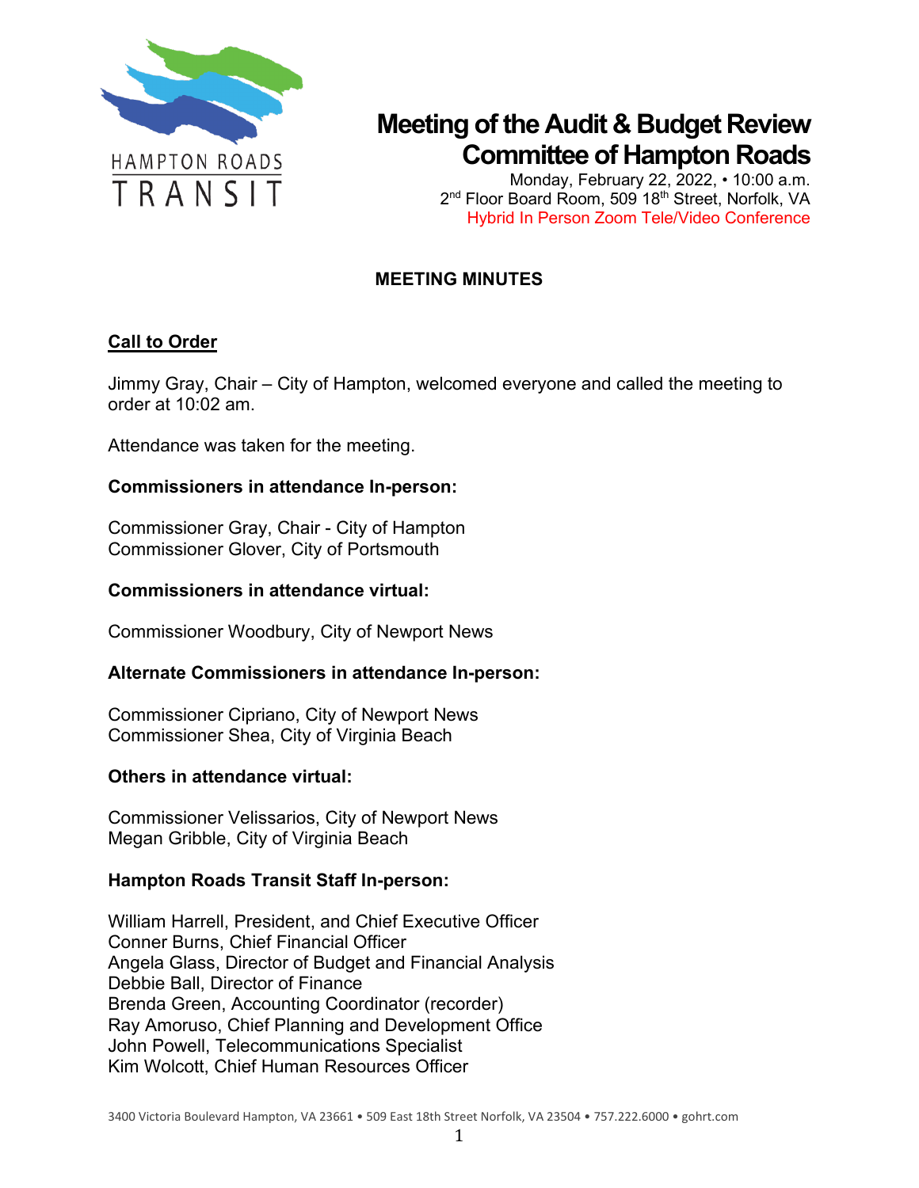# Meeting of the Audit & Budget Review Committee of Hampton Roads

Monday, February 22, 2022, • 10:00 a.m.
2nd Floor Board Room, 509 18th Street, Norfolk, VA
Hybrid In Person Zoom Tele/Video Conference

## MEETING MINUTES

### Call to Order

Jimmy Gray, Chair – City of Hampton, welcomed everyone and called the meeting to order at 10:02 am.

Attendance was taken for the meeting.

**Commissioners in attendance In-person:**

Commissioner Gray, Chair - City of Hampton
Commissioner Glover, City of Portsmouth

**Commissioners in attendance virtual:**

Commissioner Woodbury, City of Newport News

**Alternate Commissioners in attendance In-person:**

Commissioner Cipriano, City of Newport News
Commissioner Shea, City of Virginia Beach

**Others in attendance virtual:**

Commissioner Velissarios, City of Newport News
Megan Gribble, City of Virginia Beach

**Hampton Roads Transit Staff In-person:**

William Harrell, President, and Chief Executive Officer
Conner Burns, Chief Financial Officer
Angela Glass, Director of Budget and Financial Analysis
Debbie Ball, Director of Finance
Brenda Green, Accounting Coordinator (recorder)
Ray Amoruso, Chief Planning and Development Office
John Powell, Telecommunications Specialist
Kim Wolcott, Chief Human Resources Officer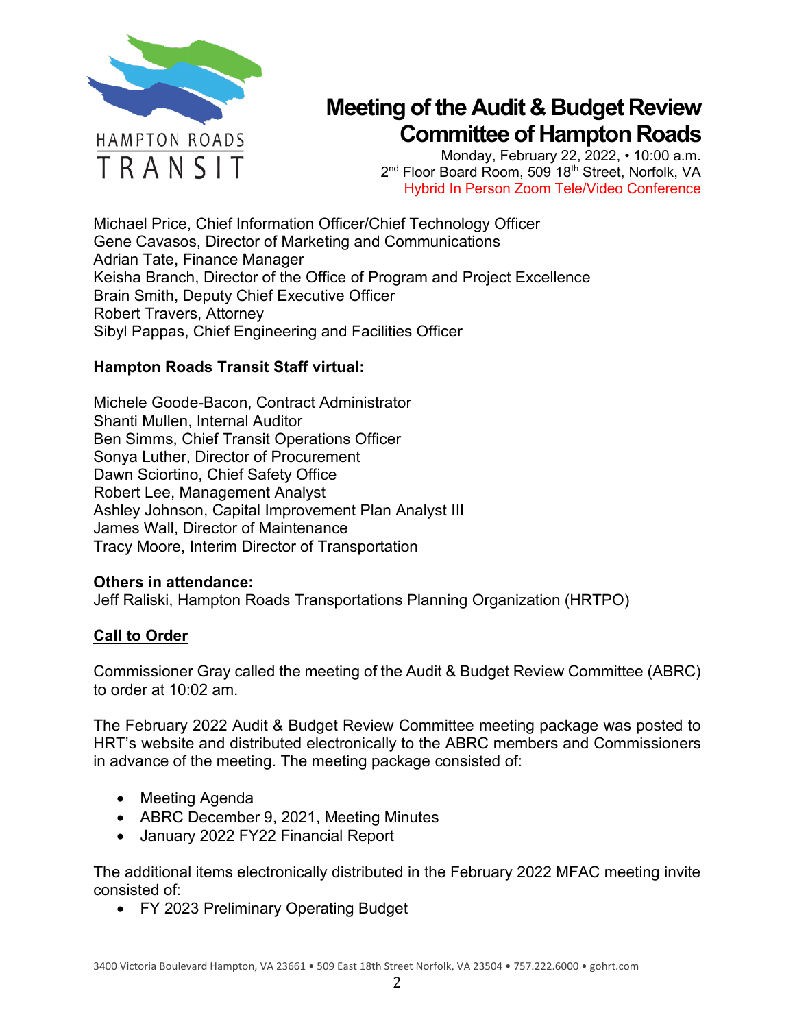# Meeting of the Audit & Budget Review Committee of Hampton Roads

Monday, February 22, 2022, • 10:00 a.m.
2nd Floor Board Room, 509 18th Street, Norfolk, VA
Hybrid In Person Zoom Tele/Video Conference

Michael Price, Chief Information Officer/Chief Technology Officer
Gene Cavasos, Director of Marketing and Communications
Adrian Tate, Finance Manager
Keisha Branch, Director of the Office of Program and Project Excellence
Brain Smith, Deputy Chief Executive Officer
Robert Travers, Attorney
Sibyl Pappas, Chief Engineering and Facilities Officer

**Hampton Roads Transit Staff virtual:**

Michele Goode-Bacon, Contract Administrator
Shanti Mullen, Internal Auditor
Ben Simms, Chief Transit Operations Officer
Sonya Luther, Director of Procurement
Dawn Sciortino, Chief Safety Office
Robert Lee, Management Analyst
Ashley Johnson, Capital Improvement Plan Analyst III
James Wall, Director of Maintenance
Tracy Moore, Interim Director of Transportation

**Others in attendance:**
Jeff Raliski, Hampton Roads Transportations Planning Organization (HRTPO)

## Call to Order

Commissioner Gray called the meeting of the Audit & Budget Review Committee (ABRC) to order at 10:02 am.

The February 2022 Audit & Budget Review Committee meeting package was posted to HRT's website and distributed electronically to the ABRC members and Commissioners in advance of the meeting. The meeting package consisted of:

- Meeting Agenda
- ABRC December 9, 2021, Meeting Minutes
- January 2022 FY22 Financial Report

The additional items electronically distributed in the February 2022 MFAC meeting invite consisted of:

- FY 2023 Preliminary Operating Budget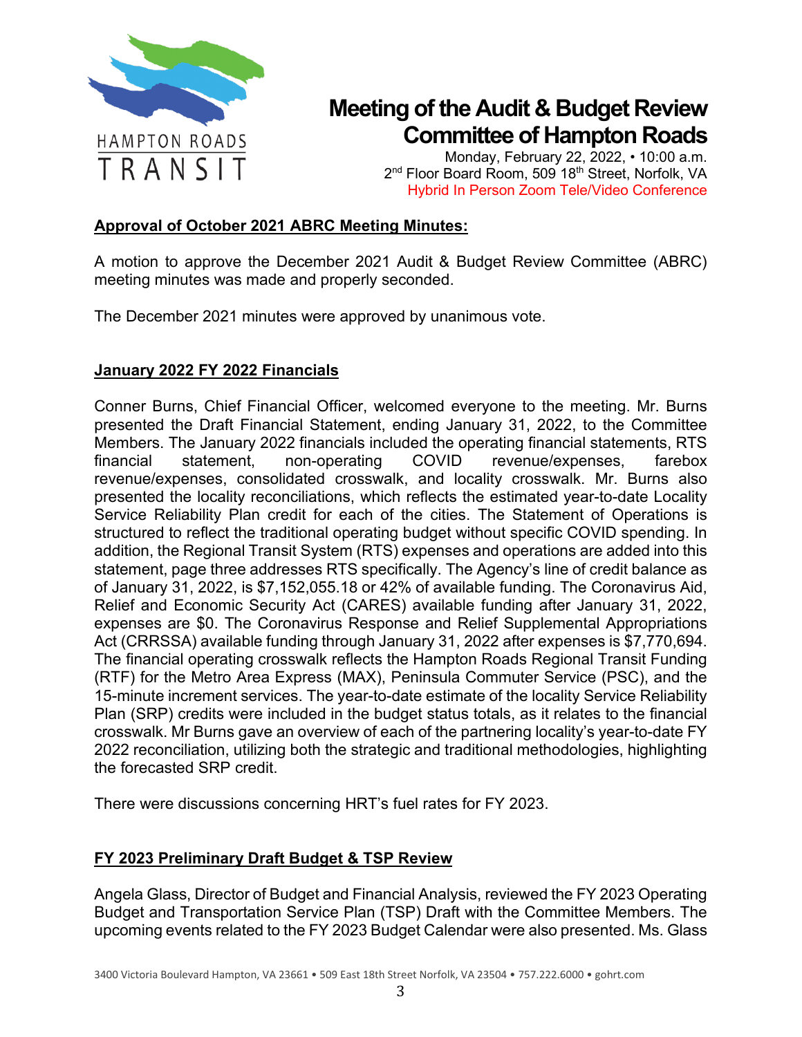# Meeting of the Audit & Budget Review Committee of Hampton Roads

Monday, February 22, 2022, • 10:00 a.m.
2nd Floor Board Room, 509 18th Street, Norfolk, VA
Hybrid In Person Zoom Tele/Video Conference

**Approval of October 2021 ABRC Meeting Minutes:**

A motion to approve the December 2021 Audit & Budget Review Committee (ABRC) meeting minutes was made and properly seconded.

The December 2021 minutes were approved by unanimous vote.

**January 2022 FY 2022 Financials**

Conner Burns, Chief Financial Officer, welcomed everyone to the meeting. Mr. Burns presented the Draft Financial Statement, ending January 31, 2022, to the Committee Members. The January 2022 financials included the operating financial statements, RTS financial statement, non-operating COVID revenue/expenses, farebox revenue/expenses, consolidated crosswalk, and locality crosswalk. Mr. Burns also presented the locality reconciliations, which reflects the estimated year-to-date Locality Service Reliability Plan credit for each of the cities. The Statement of Operations is structured to reflect the traditional operating budget without specific COVID spending. In addition, the Regional Transit System (RTS) expenses and operations are added into this statement, page three addresses RTS specifically. The Agency's line of credit balance as of January 31, 2022, is $7,152,055.18 or 42% of available funding. The Coronavirus Aid, Relief and Economic Security Act (CARES) available funding after January 31, 2022, expenses are $0. The Coronavirus Response and Relief Supplemental Appropriations Act (CRRSSA) available funding through January 31, 2022 after expenses is $7,770,694. The financial operating crosswalk reflects the Hampton Roads Regional Transit Funding (RTF) for the Metro Area Express (MAX), Peninsula Commuter Service (PSC), and the 15-minute increment services. The year-to-date estimate of the locality Service Reliability Plan (SRP) credits were included in the budget status totals, as it relates to the financial crosswalk. Mr Burns gave an overview of each of the partnering locality's year-to-date FY 2022 reconciliation, utilizing both the strategic and traditional methodologies, highlighting the forecasted SRP credit.

There were discussions concerning HRT's fuel rates for FY 2023.

**FY 2023 Preliminary Draft Budget & TSP Review**

Angela Glass, Director of Budget and Financial Analysis, reviewed the FY 2023 Operating Budget and Transportation Service Plan (TSP) Draft with the Committee Members. The upcoming events related to the FY 2023 Budget Calendar were also presented. Ms. Glass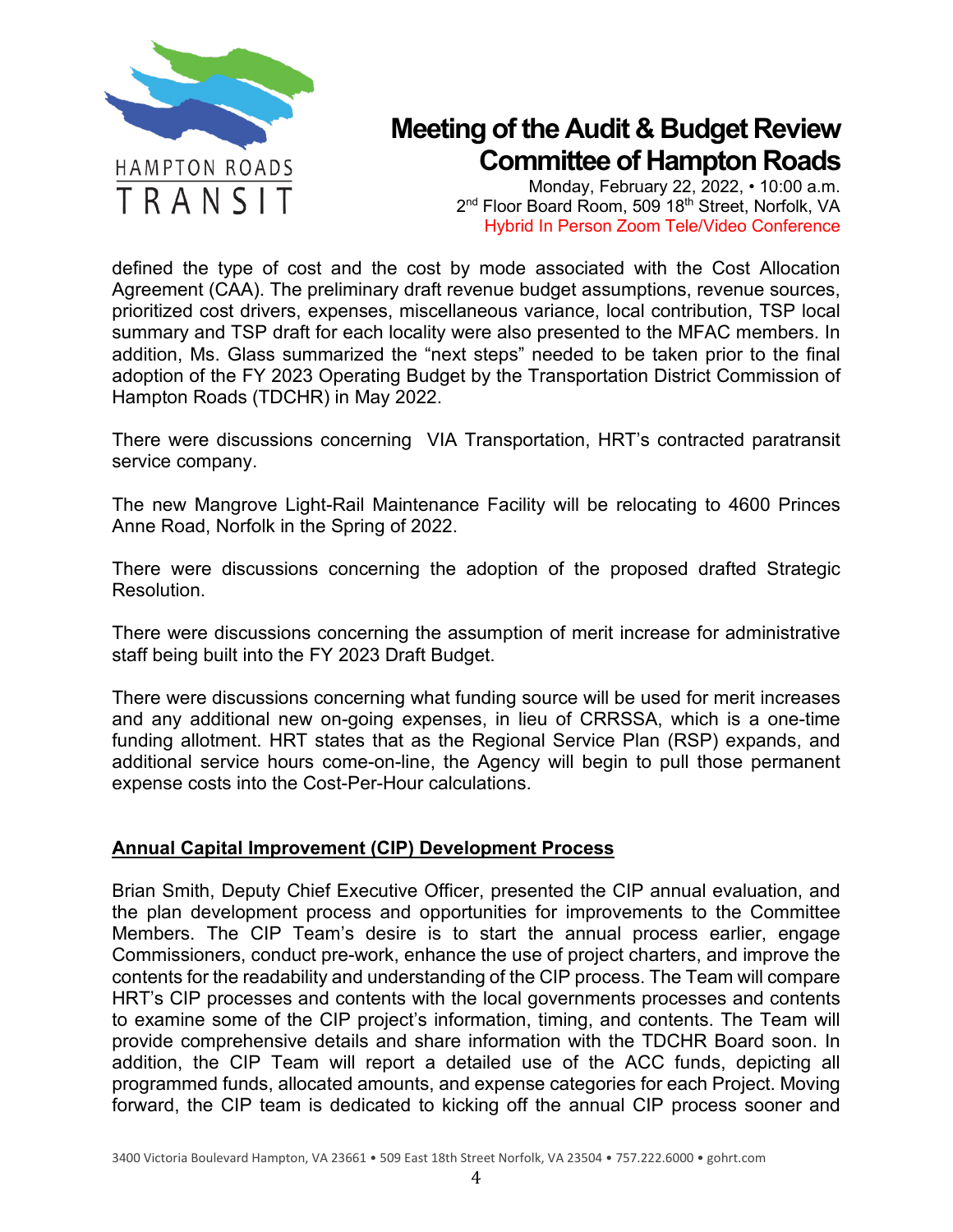defined the type of cost and the cost by mode associated with the Cost Allocation Agreement (CAA). The preliminary draft revenue budget assumptions, revenue sources, prioritized cost drivers, expenses, miscellaneous variance, local contribution, TSP local summary and TSP draft for each locality were also presented to the MFAC members. In addition, Ms. Glass summarized the "next steps" needed to be taken prior to the final adoption of the FY 2023 Operating Budget by the Transportation District Commission of Hampton Roads (TDCHR) in May 2022.

There were discussions concerning VIA Transportation, HRT's contracted paratransit service company.

The new Mangrove Light-Rail Maintenance Facility will be relocating to 4600 Princes Anne Road, Norfolk in the Spring of 2022.

There were discussions concerning the adoption of the proposed drafted Strategic Resolution.

There were discussions concerning the assumption of merit increase for administrative staff being built into the FY 2023 Draft Budget.

There were discussions concerning what funding source will be used for merit increases and any additional new on-going expenses, in lieu of CRRSSA, which is a one-time funding allotment. HRT states that as the Regional Service Plan (RSP) expands, and additional service hours come-on-line, the Agency will begin to pull those permanent expense costs into the Cost-Per-Hour calculations.

**Annual Capital Improvement (CIP) Development Process**

Brian Smith, Deputy Chief Executive Officer, presented the CIP annual evaluation, and the plan development process and opportunities for improvements to the Committee Members. The CIP Team's desire is to start the annual process earlier, engage Commissioners, conduct pre-work, enhance the use of project charters, and improve the contents for the readability and understanding of the CIP process. The Team will compare HRT's CIP processes and contents with the local governments processes and contents to examine some of the CIP project's information, timing, and contents. The Team will provide comprehensive details and share information with the TDCHR Board soon. In addition, the CIP Team will report a detailed use of the ACC funds, depicting all programmed funds, allocated amounts, and expense categories for each Project. Moving forward, the CIP team is dedicated to kicking off the annual CIP process sooner and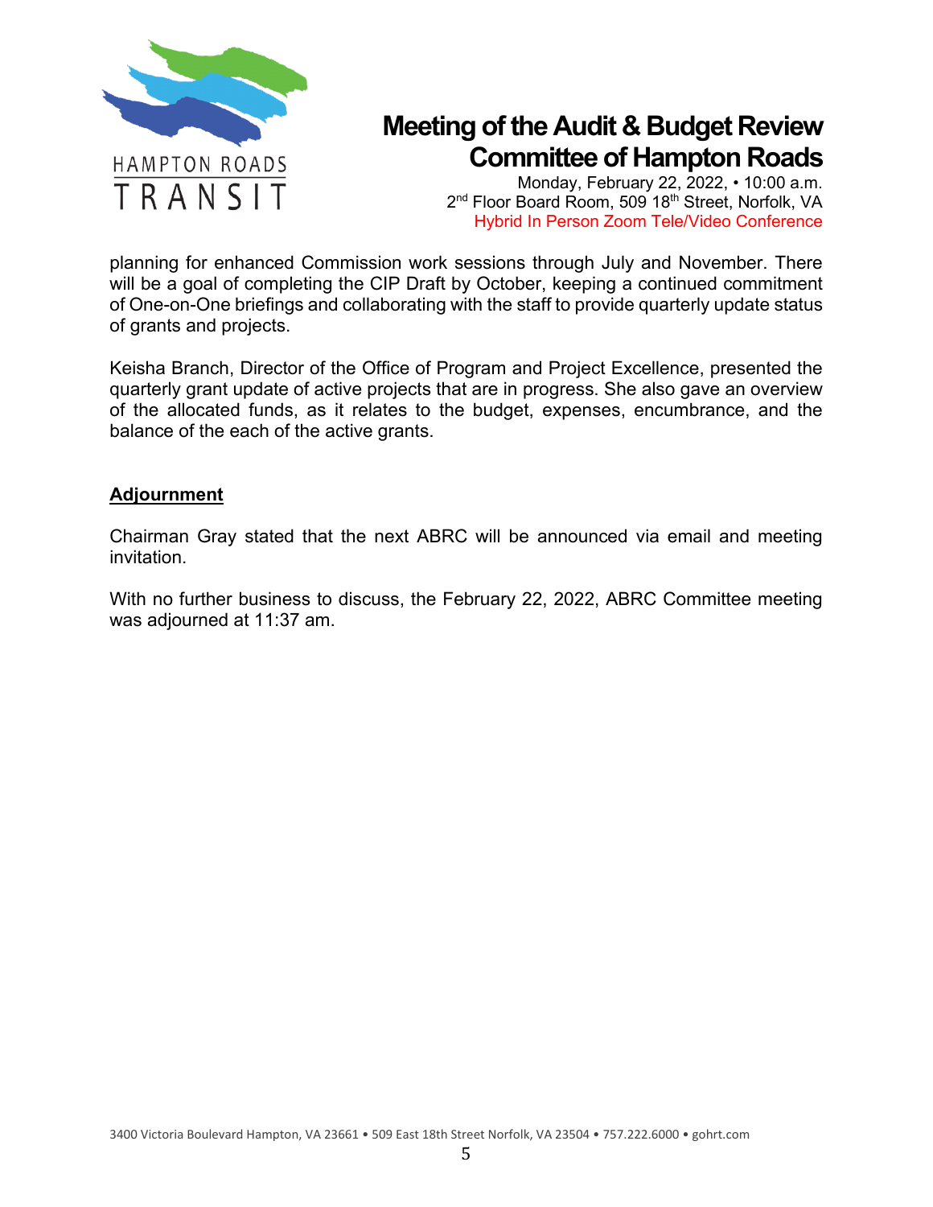planning for enhanced Commission work sessions through July and November. There will be a goal of completing the CIP Draft by October, keeping a continued commitment of One-on-One briefings and collaborating with the staff to provide quarterly update status of grants and projects.

Keisha Branch, Director of the Office of Program and Project Excellence, presented the quarterly grant update of active projects that are in progress. She also gave an overview of the allocated funds, as it relates to the budget, expenses, encumbrance, and the balance of the each of the active grants.

## Adjournment

Chairman Gray stated that the next ABRC will be announced via email and meeting invitation.

With no further business to discuss, the February 22, 2022, ABRC Committee meeting was adjourned at 11:37 am.